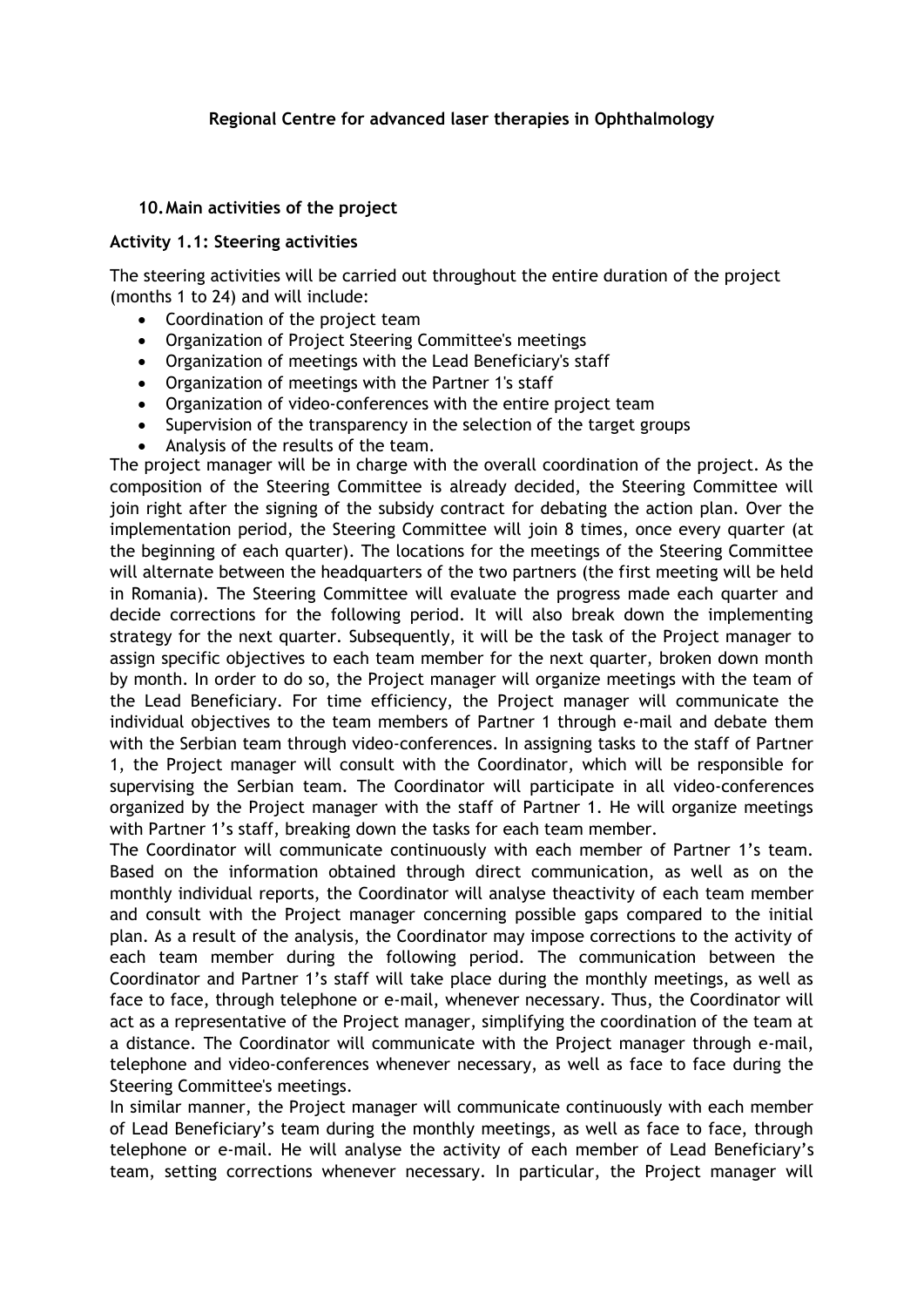**Regional Centre for advanced laser therapies in Ophthalmology**

## 10. Main activities of the project

### Activity 1.1: Steering activities

The steering activities will be carried out throughout the entire duration of the project (months 1 to 24) and will include:

- Coordination of the project team
- Organization of Project Steering Committee's meetings
- Organization of meetings with the Lead Beneficiary's staff
- Organization of meetings with the Partner 1's staff
- Organization of video-conferences with the entire project team
- Supervision of the transparency in the selection of the target groups
- Analysis of the results of the team.

The project manager will be in charge with the overall coordination of the project. As the composition of the Steering Committee is already decided, the Steering Committee will join right after the signing of the subsidy contract for debating the action plan. Over the implementation period, the Steering Committee will join 8 times, once every quarter (at the beginning of each quarter). The locations for the meetings of the Steering Committee will alternate between the headquarters of the two partners (the first meeting will be held in Romania). The Steering Committee will evaluate the progress made each quarter and decide corrections for the following period. It will also break down the implementing strategy for the next quarter. Subsequently, it will be the task of the Project manager to assign specific objectives to each team member for the next quarter, broken down month by month. In order to do so, the Project manager will organize meetings with the team of the Lead Beneficiary. For time efficiency, the Project manager will communicate the individual objectives to the team members of Partner 1 through e-mail and debate them with the Serbian team through video-conferences. In assigning tasks to the staff of Partner 1, the Project manager will consult with the Coordinator, which will be responsible for supervising the Serbian team. The Coordinator will participate in all video-conferences organized by the Project manager with the staff of Partner 1. He will organize meetings with Partner 1's staff, breaking down the tasks for each team member.

The Coordinator will communicate continuously with each member of Partner 1's team. Based on the information obtained through direct communication, as well as on the monthly individual reports, the Coordinator will analyse theactivity of each team member and consult with the Project manager concerning possible gaps compared to the initial plan. As a result of the analysis, the Coordinator may impose corrections to the activity of each team member during the following period. The communication between the Coordinator and Partner 1's staff will take place during the monthly meetings, as well as face to face, through telephone or e-mail, whenever necessary. Thus, the Coordinator will act as a representative of the Project manager, simplifying the coordination of the team at a distance. The Coordinator will communicate with the Project manager through e-mail, telephone and video-conferences whenever necessary, as well as face to face during the Steering Committee's meetings.

In similar manner, the Project manager will communicate continuously with each member of Lead Beneficiary's team during the monthly meetings, as well as face to face, through telephone or e-mail. He will analyse the activity of each member of Lead Beneficiary's team, setting corrections whenever necessary. In particular, the Project manager will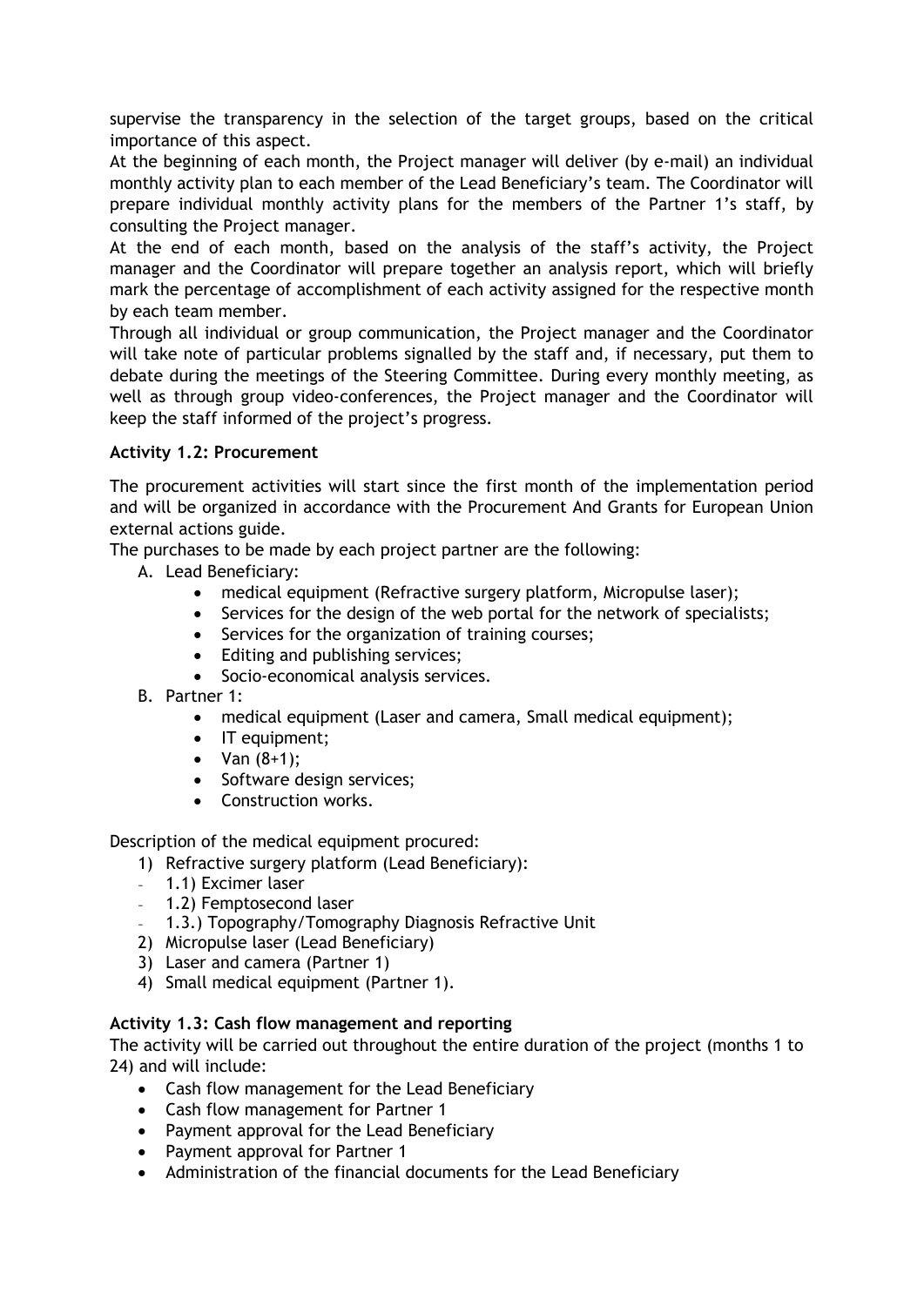supervise the transparency in the selection of the target groups, based on the critical importance of this aspect.

At the beginning of each month, the Project manager will deliver (by e-mail) an individual monthly activity plan to each member of the Lead Beneficiary's team. The Coordinator will prepare individual monthly activity plans for the members of the Partner 1's staff, by consulting the Project manager.

At the end of each month, based on the analysis of the staff's activity, the Project manager and the Coordinator will prepare together an analysis report, which will briefly mark the percentage of accomplishment of each activity assigned for the respective month by each team member.

Through all individual or group communication, the Project manager and the Coordinator will take note of particular problems signalled by the staff and, if necessary, put them to debate during the meetings of the Steering Committee. During every monthly meeting, as well as through group video-conferences, the Project manager and the Coordinator will keep the staff informed of the project's progress.

**Activity 1.2: Procurement**

The procurement activities will start since the first month of the implementation period and will be organized in accordance with the Procurement And Grants for European Union external actions guide.

The purchases to be made by each project partner are the following:

A. Lead Beneficiary:
   - medical equipment (Refractive surgery platform, Micropulse laser);
   - Services for the design of the web portal for the network of specialists;
   - Services for the organization of training courses;
   - Editing and publishing services;
   - Socio-economical analysis services.
B. Partner 1:
   - medical equipment (Laser and camera, Small medical equipment);
   - IT equipment;
   - Van (8+1);
   - Software design services;
   - Construction works.

Description of the medical equipment procured:

1) Refractive surgery platform (Lead Beneficiary):
   - 1.1) Excimer laser
   - 1.2) Femptosecond laser
   - 1.3.) Topography/Tomography Diagnosis Refractive Unit
2) Micropulse laser (Lead Beneficiary)
3) Laser and camera (Partner 1)
4) Small medical equipment (Partner 1).

**Activity 1.3: Cash flow management and reporting**

The activity will be carried out throughout the entire duration of the project (months 1 to 24) and will include:

- Cash flow management for the Lead Beneficiary
- Cash flow management for Partner 1
- Payment approval for the Lead Beneficiary
- Payment approval for Partner 1
- Administration of the financial documents for the Lead Beneficiary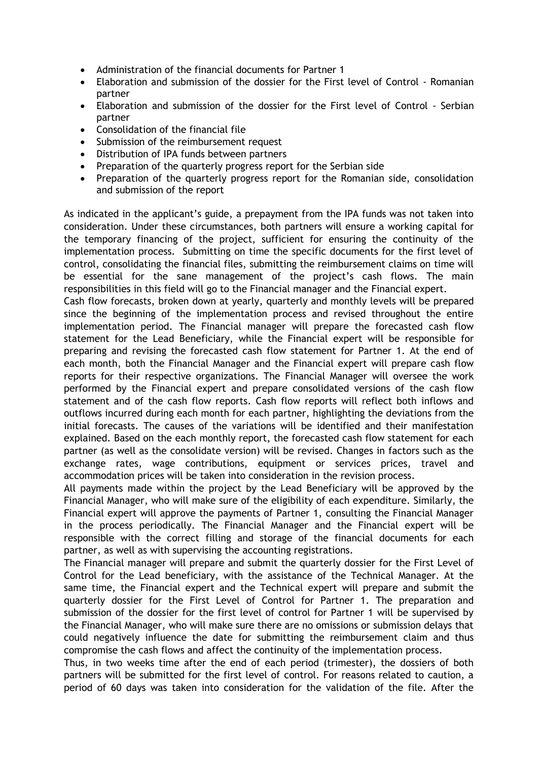- Administration of the financial documents for Partner 1
- Elaboration and submission of the dossier for the First level of Control - Romanian partner
- Elaboration and submission of the dossier for the First level of Control - Serbian partner
- Consolidation of the financial file
- Submission of the reimbursement request
- Distribution of IPA funds between partners
- Preparation of the quarterly progress report for the Serbian side
- Preparation of the quarterly progress report for the Romanian side, consolidation and submission of the report

As indicated in the applicant's guide, a prepayment from the IPA funds was not taken into consideration. Under these circumstances, both partners will ensure a working capital for the temporary financing of the project, sufficient for ensuring the continuity of the implementation process. Submitting on time the specific documents for the first level of control, consolidating the financial files, submitting the reimbursement claims on time will be essential for the sane management of the project's cash flows. The main responsibilities in this field will go to the Financial manager and the Financial expert.

Cash flow forecasts, broken down at yearly, quarterly and monthly levels will be prepared since the beginning of the implementation process and revised throughout the entire implementation period. The Financial manager will prepare the forecasted cash flow statement for the Lead Beneficiary, while the Financial expert will be responsible for preparing and revising the forecasted cash flow statement for Partner 1. At the end of each month, both the Financial Manager and the Financial expert will prepare cash flow reports for their respective organizations. The Financial Manager will oversee the work performed by the Financial expert and prepare consolidated versions of the cash flow statement and of the cash flow reports. Cash flow reports will reflect both inflows and outflows incurred during each month for each partner, highlighting the deviations from the initial forecasts. The causes of the variations will be identified and their manifestation explained. Based on the each monthly report, the forecasted cash flow statement for each partner (as well as the consolidate version) will be revised. Changes in factors such as the exchange rates, wage contributions, equipment or services prices, travel and accommodation prices will be taken into consideration in the revision process.

All payments made within the project by the Lead Beneficiary will be approved by the Financial Manager, who will make sure of the eligibility of each expenditure. Similarly, the Financial expert will approve the payments of Partner 1, consulting the Financial Manager in the process periodically. The Financial Manager and the Financial expert will be responsible with the correct filling and storage of the financial documents for each partner, as well as with supervising the accounting registrations.

The Financial manager will prepare and submit the quarterly dossier for the First Level of Control for the Lead beneficiary, with the assistance of the Technical Manager. At the same time, the Financial expert and the Technical expert will prepare and submit the quarterly dossier for the First Level of Control for Partner 1. The preparation and submission of the dossier for the first level of control for Partner 1 will be supervised by the Financial Manager, who will make sure there are no omissions or submission delays that could negatively influence the date for submitting the reimbursement claim and thus compromise the cash flows and affect the continuity of the implementation process.

Thus, in two weeks time after the end of each period (trimester), the dossiers of both partners will be submitted for the first level of control. For reasons related to caution, a period of 60 days was taken into consideration for the validation of the file. After the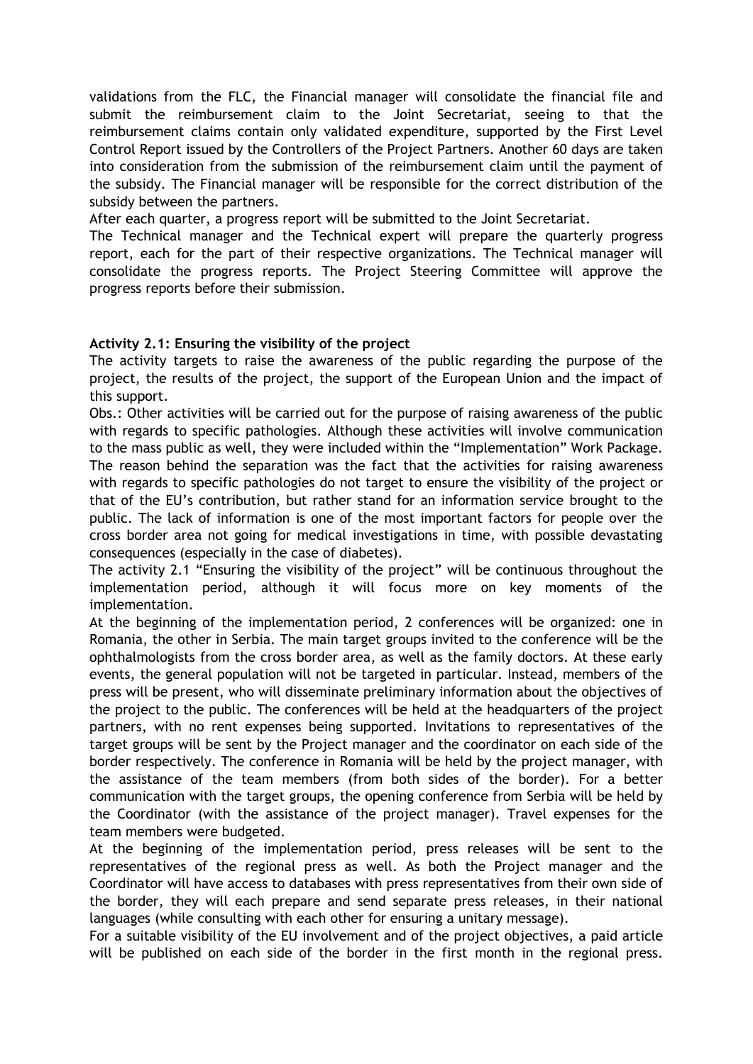validations from the FLC, the Financial manager will consolidate the financial file and submit the reimbursement claim to the Joint Secretariat, seeing to that the reimbursement claims contain only validated expenditure, supported by the First Level Control Report issued by the Controllers of the Project Partners. Another 60 days are taken into consideration from the submission of the reimbursement claim until the payment of the subsidy. The Financial manager will be responsible for the correct distribution of the subsidy between the partners.

After each quarter, a progress report will be submitted to the Joint Secretariat.

The Technical manager and the Technical expert will prepare the quarterly progress report, each for the part of their respective organizations. The Technical manager will consolidate the progress reports. The Project Steering Committee will approve the progress reports before their submission.

**Activity 2.1: Ensuring the visibility of the project**

The activity targets to raise the awareness of the public regarding the purpose of the project, the results of the project, the support of the European Union and the impact of this support.

Obs.: Other activities will be carried out for the purpose of raising awareness of the public with regards to specific pathologies. Although these activities will involve communication to the mass public as well, they were included within the "Implementation" Work Package. The reason behind the separation was the fact that the activities for raising awareness with regards to specific pathologies do not target to ensure the visibility of the project or that of the EU's contribution, but rather stand for an information service brought to the public. The lack of information is one of the most important factors for people over the cross border area not going for medical investigations in time, with possible devastating consequences (especially in the case of diabetes).

The activity 2.1 "Ensuring the visibility of the project" will be continuous throughout the implementation period, although it will focus more on key moments of the implementation.

At the beginning of the implementation period, 2 conferences will be organized: one in Romania, the other in Serbia. The main target groups invited to the conference will be the ophthalmologists from the cross border area, as well as the family doctors. At these early events, the general population will not be targeted in particular. Instead, members of the press will be present, who will disseminate preliminary information about the objectives of the project to the public. The conferences will be held at the headquarters of the project partners, with no rent expenses being supported. Invitations to representatives of the target groups will be sent by the Project manager and the coordinator on each side of the border respectively. The conference in Romania will be held by the project manager, with the assistance of the team members (from both sides of the border). For a better communication with the target groups, the opening conference from Serbia will be held by the Coordinator (with the assistance of the project manager). Travel expenses for the team members were budgeted.

At the beginning of the implementation period, press releases will be sent to the representatives of the regional press as well. As both the Project manager and the Coordinator will have access to databases with press representatives from their own side of the border, they will each prepare and send separate press releases, in their national languages (while consulting with each other for ensuring a unitary message).

For a suitable visibility of the EU involvement and of the project objectives, a paid article will be published on each side of the border in the first month in the regional press.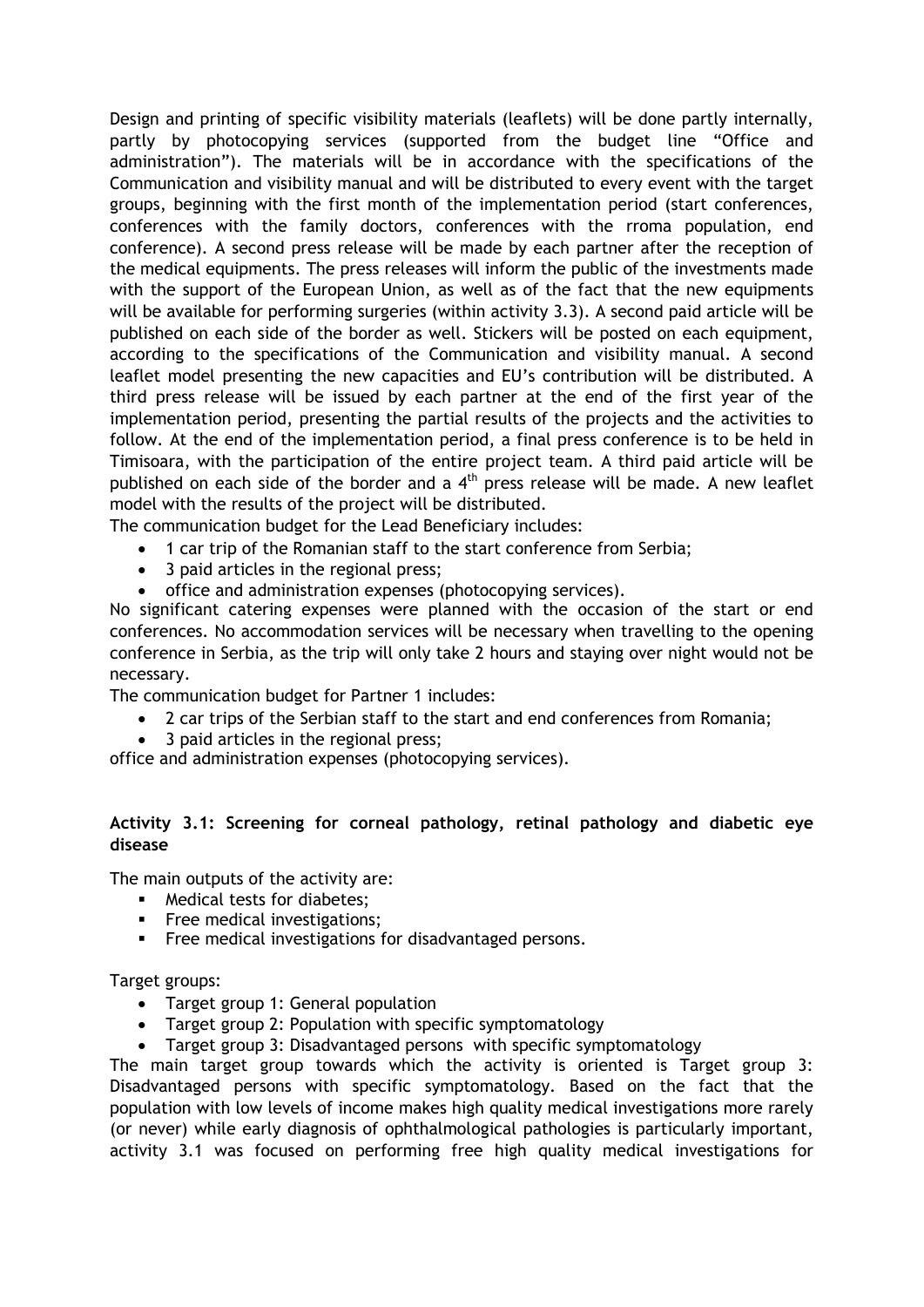Design and printing of specific visibility materials (leaflets) will be done partly internally, partly by photocopying services (supported from the budget line "Office and administration"). The materials will be in accordance with the specifications of the Communication and visibility manual and will be distributed to every event with the target groups, beginning with the first month of the implementation period (start conferences, conferences with the family doctors, conferences with the rroma population, end conference). A second press release will be made by each partner after the reception of the medical equipments. The press releases will inform the public of the investments made with the support of the European Union, as well as of the fact that the new equipments will be available for performing surgeries (within activity 3.3). A second paid article will be published on each side of the border as well. Stickers will be posted on each equipment, according to the specifications of the Communication and visibility manual. A second leaflet model presenting the new capacities and EU's contribution will be distributed. A third press release will be issued by each partner at the end of the first year of the implementation period, presenting the partial results of the projects and the activities to follow. At the end of the implementation period, a final press conference is to be held in Timisoara, with the participation of the entire project team. A third paid article will be published on each side of the border and a 4th press release will be made. A new leaflet model with the results of the project will be distributed.

The communication budget for the Lead Beneficiary includes:

- 1 car trip of the Romanian staff to the start conference from Serbia;
- 3 paid articles in the regional press;
- office and administration expenses (photocopying services).

No significant catering expenses were planned with the occasion of the start or end conferences. No accommodation services will be necessary when travelling to the opening conference in Serbia, as the trip will only take 2 hours and staying over night would not be necessary.

The communication budget for Partner 1 includes:

- 2 car trips of the Serbian staff to the start and end conferences from Romania;
- 3 paid articles in the regional press;

office and administration expenses (photocopying services).

**Activity 3.1: Screening for corneal pathology, retinal pathology and diabetic eye disease**

The main outputs of the activity are:

- Medical tests for diabetes;
- Free medical investigations;
- Free medical investigations for disadvantaged persons.

Target groups:

- Target group 1: General population
- Target group 2: Population with specific symptomatology
- Target group 3: Disadvantaged persons with specific symptomatology

The main target group towards which the activity is oriented is Target group 3: Disadvantaged persons with specific symptomatology. Based on the fact that the population with low levels of income makes high quality medical investigations more rarely (or never) while early diagnosis of ophthalmological pathologies is particularly important, activity 3.1 was focused on performing free high quality medical investigations for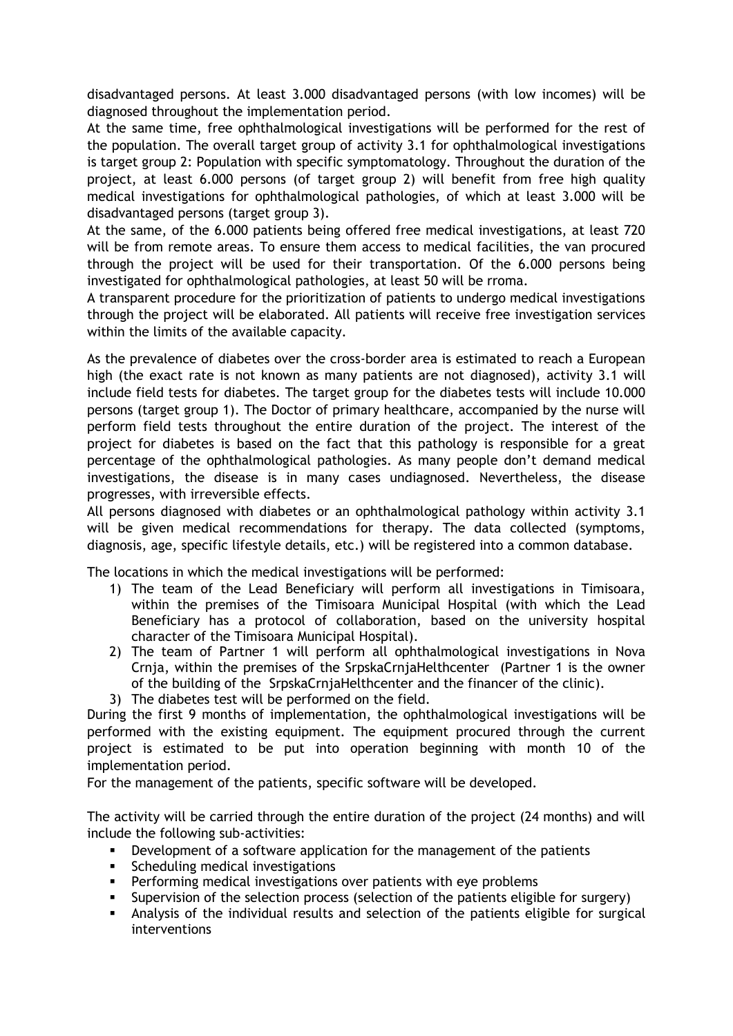disadvantaged persons. At least 3.000 disadvantaged persons (with low incomes) will be diagnosed throughout the implementation period.

At the same time, free ophthalmological investigations will be performed for the rest of the population. The overall target group of activity 3.1 for ophthalmological investigations is target group 2: Population with specific symptomatology. Throughout the duration of the project, at least 6.000 persons (of target group 2) will benefit from free high quality medical investigations for ophthalmological pathologies, of which at least 3.000 will be disadvantaged persons (target group 3).

At the same, of the 6.000 patients being offered free medical investigations, at least 720 will be from remote areas. To ensure them access to medical facilities, the van procured through the project will be used for their transportation. Of the 6.000 persons being investigated for ophthalmological pathologies, at least 50 will be rroma.

A transparent procedure for the prioritization of patients to undergo medical investigations through the project will be elaborated. All patients will receive free investigation services within the limits of the available capacity.

As the prevalence of diabetes over the cross-border area is estimated to reach a European high (the exact rate is not known as many patients are not diagnosed), activity 3.1 will include field tests for diabetes. The target group for the diabetes tests will include 10.000 persons (target group 1). The Doctor of primary healthcare, accompanied by the nurse will perform field tests throughout the entire duration of the project. The interest of the project for diabetes is based on the fact that this pathology is responsible for a great percentage of the ophthalmological pathologies. As many people don't demand medical investigations, the disease is in many cases undiagnosed. Nevertheless, the disease progresses, with irreversible effects.

All persons diagnosed with diabetes or an ophthalmological pathology within activity 3.1 will be given medical recommendations for therapy. The data collected (symptoms, diagnosis, age, specific lifestyle details, etc.) will be registered into a common database.

The locations in which the medical investigations will be performed:

1) The team of the Lead Beneficiary will perform all investigations in Timisoara, within the premises of the Timisoara Municipal Hospital (with which the Lead Beneficiary has a protocol of collaboration, based on the university hospital character of the Timisoara Municipal Hospital).
2) The team of Partner 1 will perform all ophthalmological investigations in Nova Crnja, within the premises of the SrpskaCrnjaHelthcenter (Partner 1 is the owner of the building of the SrpskaCrnjaHelthcenter and the financer of the clinic).
3) The diabetes test will be performed on the field.

During the first 9 months of implementation, the ophthalmological investigations will be performed with the existing equipment. The equipment procured through the current project is estimated to be put into operation beginning with month 10 of the implementation period.

For the management of the patients, specific software will be developed.

The activity will be carried through the entire duration of the project (24 months) and will include the following sub-activities:

- Development of a software application for the management of the patients
- Scheduling medical investigations
- Performing medical investigations over patients with eye problems
- Supervision of the selection process (selection of the patients eligible for surgery)
- Analysis of the individual results and selection of the patients eligible for surgical interventions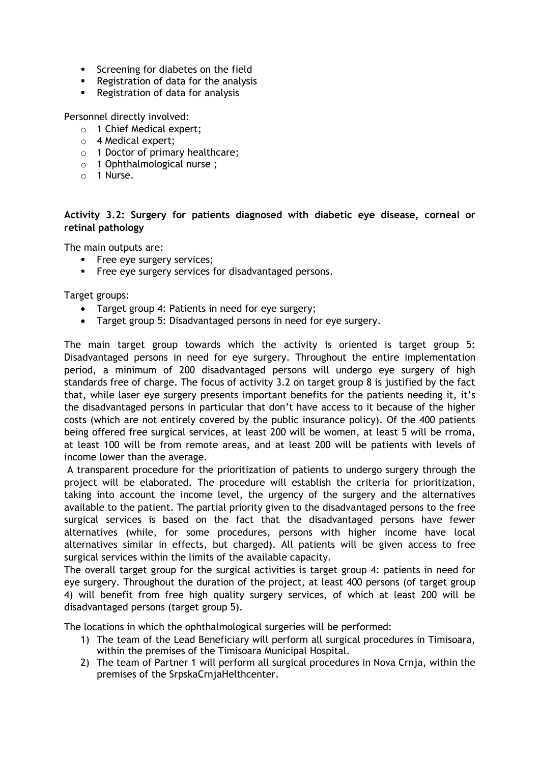- Screening for diabetes on the field
- Registration of data for the analysis
- Registration of data for analysis

Personnel directly involved:

- 1 Chief Medical expert;
- 4 Medical expert;
- 1 Doctor of primary healthcare;
- 1 Ophthalmological nurse ;
- 1 Nurse.

**Activity 3.2: Surgery for patients diagnosed with diabetic eye disease, corneal or retinal pathology**

The main outputs are:

- Free eye surgery services;
- Free eye surgery services for disadvantaged persons.

Target groups:

- Target group 4: Patients in need for eye surgery;
- Target group 5: Disadvantaged persons in need for eye surgery.

The main target group towards which the activity is oriented is target group 5: Disadvantaged persons in need for eye surgery. Throughout the entire implementation period, a minimum of 200 disadvantaged persons will undergo eye surgery of high standards free of charge. The focus of activity 3.2 on target group 8 is justified by the fact that, while laser eye surgery presents important benefits for the patients needing it, it's the disadvantaged persons in particular that don't have access to it because of the higher costs (which are not entirely covered by the public insurance policy). Of the 400 patients being offered free surgical services, at least 200 will be women, at least 5 will be rroma, at least 100 will be from remote areas, and at least 200 will be patients with levels of income lower than the average.

A transparent procedure for the prioritization of patients to undergo surgery through the project will be elaborated. The procedure will establish the criteria for prioritization, taking into account the income level, the urgency of the surgery and the alternatives available to the patient. The partial priority given to the disadvantaged persons to the free surgical services is based on the fact that the disadvantaged persons have fewer alternatives (while, for some procedures, persons with higher income have local alternatives similar in effects, but charged). All patients will be given access to free surgical services within the limits of the available capacity.

The overall target group for the surgical activities is target group 4: patients in need for eye surgery. Throughout the duration of the project, at least 400 persons (of target group 4) will benefit from free high quality surgery services, of which at least 200 will be disadvantaged persons (target group 5).

The locations in which the ophthalmological surgeries will be performed:

1) The team of the Lead Beneficiary will perform all surgical procedures in Timisoara, within the premises of the Timisoara Municipal Hospital.
2) The team of Partner 1 will perform all surgical procedures in Nova Crnja, within the premises of the SrpskaCrnjaHelthcenter.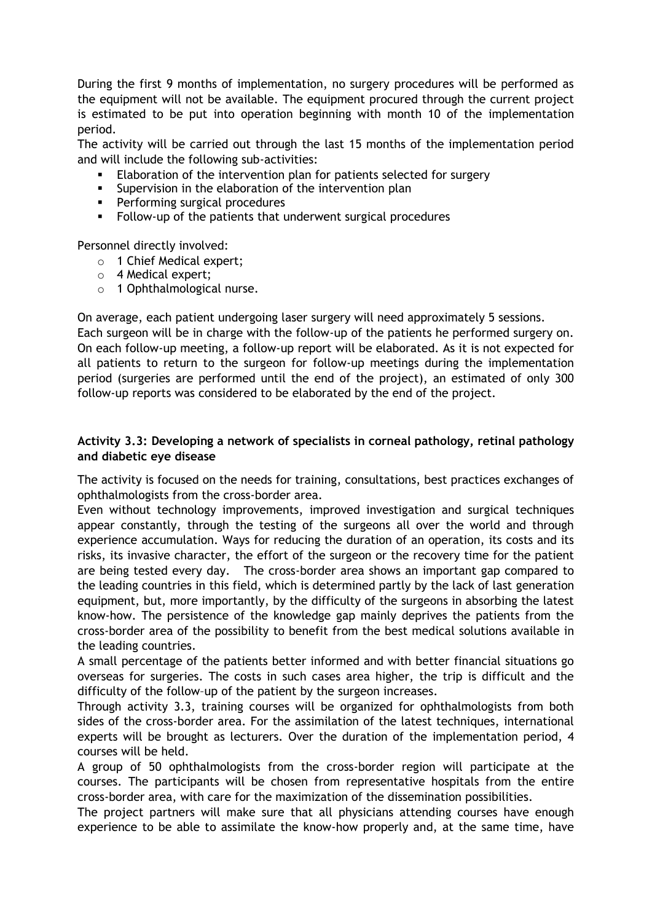During the first 9 months of implementation, no surgery procedures will be performed as the equipment will not be available. The equipment procured through the current project is estimated to be put into operation beginning with month 10 of the implementation period.

The activity will be carried out through the last 15 months of the implementation period and will include the following sub-activities:

- Elaboration of the intervention plan for patients selected for surgery
- Supervision in the elaboration of the intervention plan
- Performing surgical procedures
- Follow-up of the patients that underwent surgical procedures

Personnel directly involved:

- 1 Chief Medical expert;
- 4 Medical expert;
- 1 Ophthalmological nurse.

On average, each patient undergoing laser surgery will need approximately 5 sessions.

Each surgeon will be in charge with the follow-up of the patients he performed surgery on. On each follow-up meeting, a follow-up report will be elaborated. As it is not expected for all patients to return to the surgeon for follow-up meetings during the implementation period (surgeries are performed until the end of the project), an estimated of only 300 follow-up reports was considered to be elaborated by the end of the project.

**Activity 3.3: Developing a network of specialists in corneal pathology, retinal pathology and diabetic eye disease**

The activity is focused on the needs for training, consultations, best practices exchanges of ophthalmologists from the cross-border area.

Even without technology improvements, improved investigation and surgical techniques appear constantly, through the testing of the surgeons all over the world and through experience accumulation. Ways for reducing the duration of an operation, its costs and its risks, its invasive character, the effort of the surgeon or the recovery time for the patient are being tested every day. The cross-border area shows an important gap compared to the leading countries in this field, which is determined partly by the lack of last generation equipment, but, more importantly, by the difficulty of the surgeons in absorbing the latest know-how. The persistence of the knowledge gap mainly deprives the patients from the cross-border area of the possibility to benefit from the best medical solutions available in the leading countries.

A small percentage of the patients better informed and with better financial situations go overseas for surgeries. The costs in such cases area higher, the trip is difficult and the difficulty of the follow–up of the patient by the surgeon increases.

Through activity 3.3, training courses will be organized for ophthalmologists from both sides of the cross-border area. For the assimilation of the latest techniques, international experts will be brought as lecturers. Over the duration of the implementation period, 4 courses will be held.

A group of 50 ophthalmologists from the cross-border region will participate at the courses. The participants will be chosen from representative hospitals from the entire cross-border area, with care for the maximization of the dissemination possibilities.

The project partners will make sure that all physicians attending courses have enough experience to be able to assimilate the know-how properly and, at the same time, have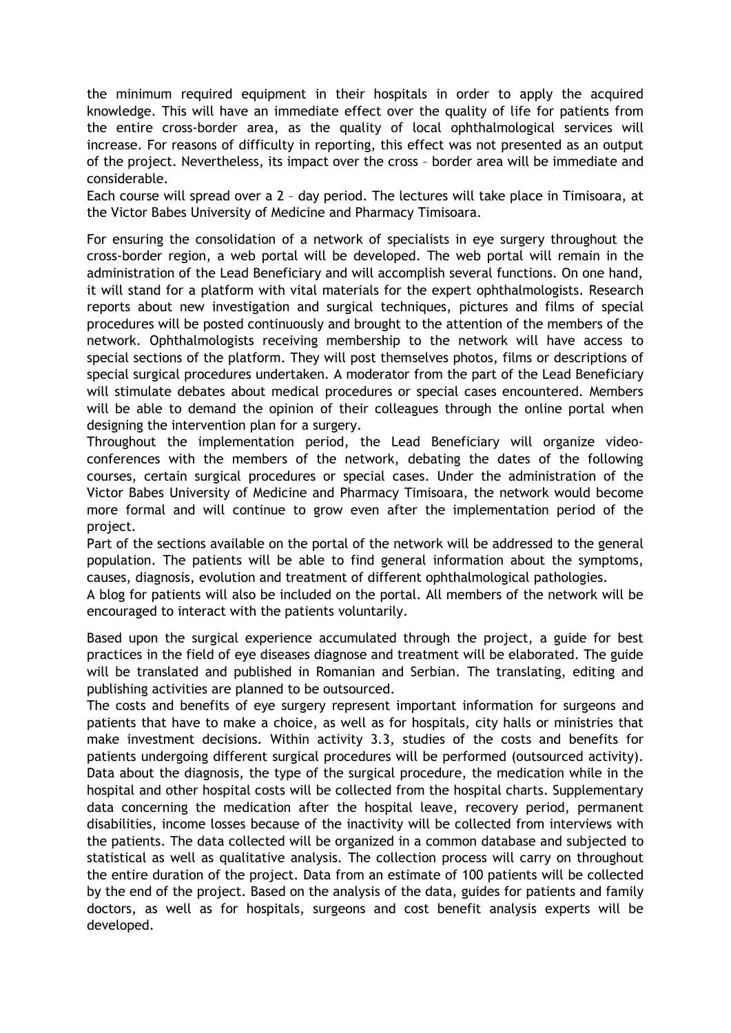the minimum required equipment in their hospitals in order to apply the acquired knowledge. This will have an immediate effect over the quality of life for patients from the entire cross-border area, as the quality of local ophthalmological services will increase. For reasons of difficulty in reporting, this effect was not presented as an output of the project. Nevertheless, its impact over the cross – border area will be immediate and considerable.

Each course will spread over a 2 – day period. The lectures will take place in Timisoara, at the Victor Babes University of Medicine and Pharmacy Timisoara.

For ensuring the consolidation of a network of specialists in eye surgery throughout the cross-border region, a web portal will be developed. The web portal will remain in the administration of the Lead Beneficiary and will accomplish several functions. On one hand, it will stand for a platform with vital materials for the expert ophthalmologists. Research reports about new investigation and surgical techniques, pictures and films of special procedures will be posted continuously and brought to the attention of the members of the network. Ophthalmologists receiving membership to the network will have access to special sections of the platform. They will post themselves photos, films or descriptions of special surgical procedures undertaken. A moderator from the part of the Lead Beneficiary will stimulate debates about medical procedures or special cases encountered. Members will be able to demand the opinion of their colleagues through the online portal when designing the intervention plan for a surgery.

Throughout the implementation period, the Lead Beneficiary will organize video-conferences with the members of the network, debating the dates of the following courses, certain surgical procedures or special cases. Under the administration of the Victor Babes University of Medicine and Pharmacy Timisoara, the network would become more formal and will continue to grow even after the implementation period of the project.

Part of the sections available on the portal of the network will be addressed to the general population. The patients will be able to find general information about the symptoms, causes, diagnosis, evolution and treatment of different ophthalmological pathologies.

A blog for patients will also be included on the portal. All members of the network will be encouraged to interact with the patients voluntarily.

Based upon the surgical experience accumulated through the project, a guide for best practices in the field of eye diseases diagnose and treatment will be elaborated. The guide will be translated and published in Romanian and Serbian. The translating, editing and publishing activities are planned to be outsourced.

The costs and benefits of eye surgery represent important information for surgeons and patients that have to make a choice, as well as for hospitals, city halls or ministries that make investment decisions. Within activity 3.3, studies of the costs and benefits for patients undergoing different surgical procedures will be performed (outsourced activity). Data about the diagnosis, the type of the surgical procedure, the medication while in the hospital and other hospital costs will be collected from the hospital charts. Supplementary data concerning the medication after the hospital leave, recovery period, permanent disabilities, income losses because of the inactivity will be collected from interviews with the patients. The data collected will be organized in a common database and subjected to statistical as well as qualitative analysis. The collection process will carry on throughout the entire duration of the project. Data from an estimate of 100 patients will be collected by the end of the project. Based on the analysis of the data, guides for patients and family doctors, as well as for hospitals, surgeons and cost benefit analysis experts will be developed.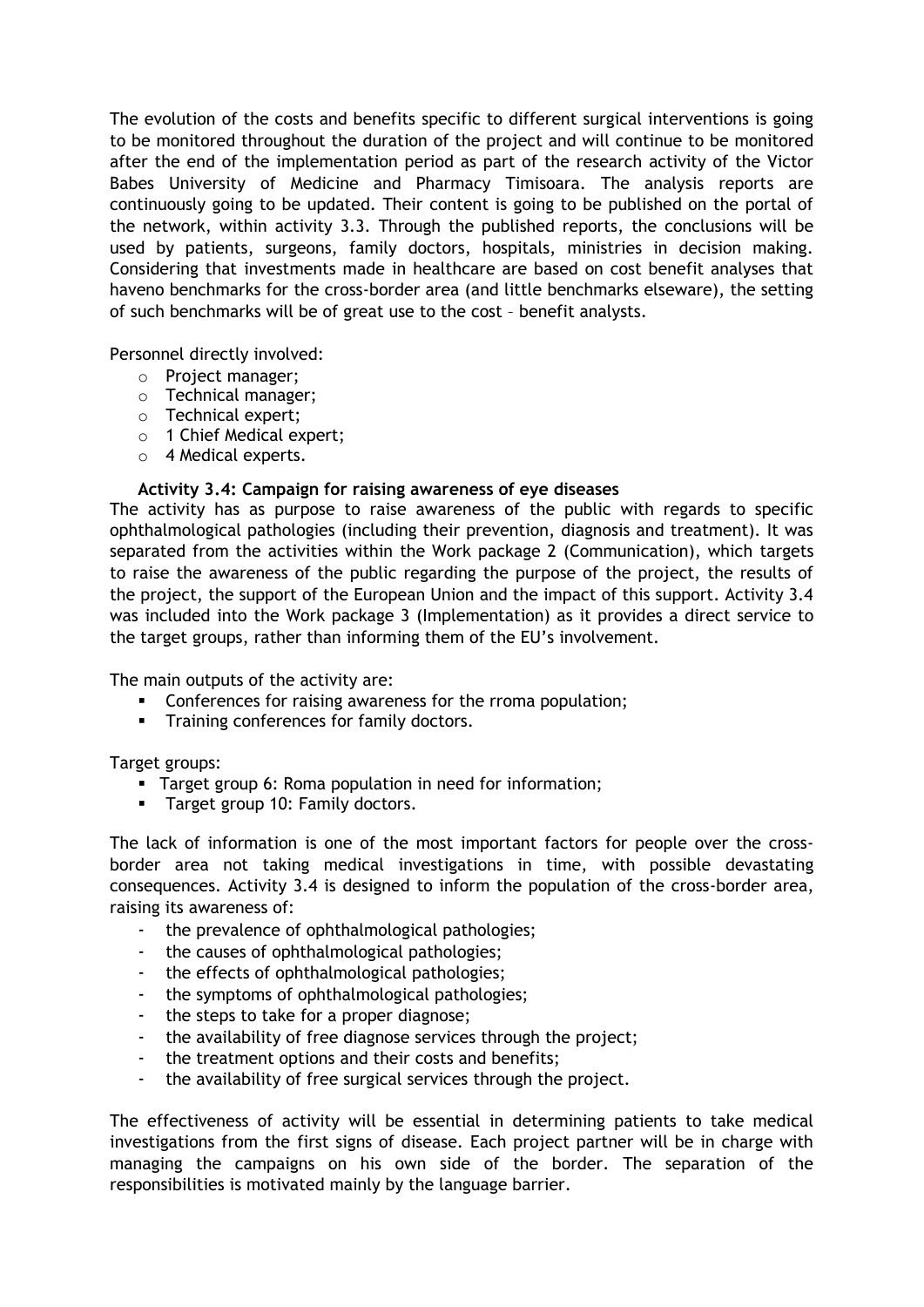The evolution of the costs and benefits specific to different surgical interventions is going to be monitored throughout the duration of the project and will continue to be monitored after the end of the implementation period as part of the research activity of the Victor Babes University of Medicine and Pharmacy Timisoara. The analysis reports are continuously going to be updated. Their content is going to be published on the portal of the network, within activity 3.3. Through the published reports, the conclusions will be used by patients, surgeons, family doctors, hospitals, ministries in decision making. Considering that investments made in healthcare are based on cost benefit analyses that haveno benchmarks for the cross-border area (and little benchmarks elseware), the setting of such benchmarks will be of great use to the cost – benefit analysts.

Personnel directly involved:

- Project manager;
- Technical manager;
- Technical expert;
- 1 Chief Medical expert;
- 4 Medical experts.

**Activity 3.4: Campaign for raising awareness of eye diseases**

The activity has as purpose to raise awareness of the public with regards to specific ophthalmological pathologies (including their prevention, diagnosis and treatment). It was separated from the activities within the Work package 2 (Communication), which targets to raise the awareness of the public regarding the purpose of the project, the results of the project, the support of the European Union and the impact of this support. Activity 3.4 was included into the Work package 3 (Implementation) as it provides a direct service to the target groups, rather than informing them of the EU's involvement.

The main outputs of the activity are:

- Conferences for raising awareness for the rroma population;
- Training conferences for family doctors.

Target groups:

- Target group 6: Roma population in need for information;
- Target group 10: Family doctors.

The lack of information is one of the most important factors for people over the cross-border area not taking medical investigations in time, with possible devastating consequences. Activity 3.4 is designed to inform the population of the cross-border area, raising its awareness of:

- the prevalence of ophthalmological pathologies;
- the causes of ophthalmological pathologies;
- the effects of ophthalmological pathologies;
- the symptoms of ophthalmological pathologies;
- the steps to take for a proper diagnose;
- the availability of free diagnose services through the project;
- the treatment options and their costs and benefits;
- the availability of free surgical services through the project.

The effectiveness of activity will be essential in determining patients to take medical investigations from the first signs of disease. Each project partner will be in charge with managing the campaigns on his own side of the border. The separation of the responsibilities is motivated mainly by the language barrier.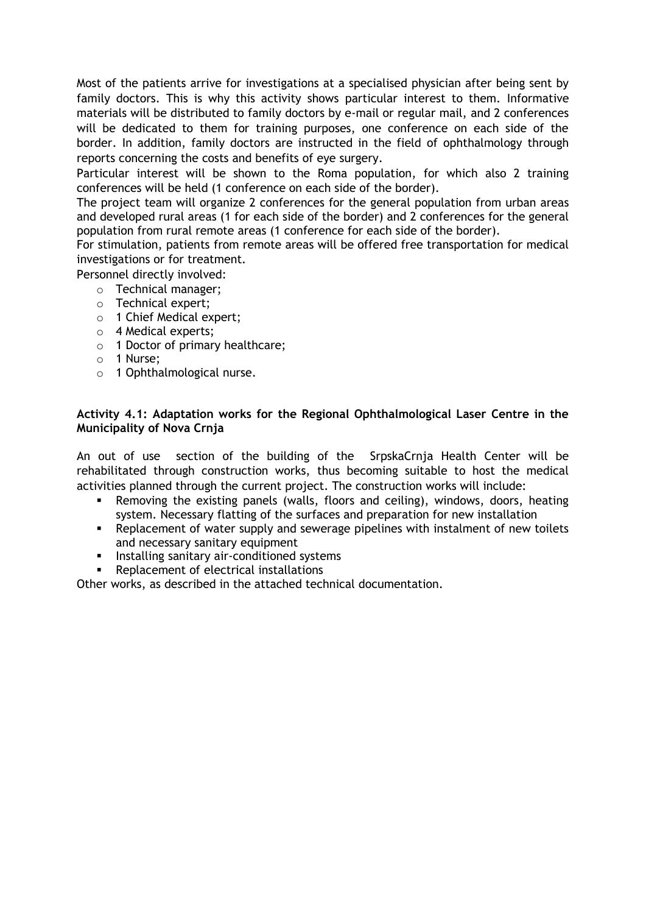Most of the patients arrive for investigations at a specialised physician after being sent by family doctors. This is why this activity shows particular interest to them. Informative materials will be distributed to family doctors by e-mail or regular mail, and 2 conferences will be dedicated to them for training purposes, one conference on each side of the border. In addition, family doctors are instructed in the field of ophthalmology through reports concerning the costs and benefits of eye surgery.

Particular interest will be shown to the Roma population, for which also 2 training conferences will be held (1 conference on each side of the border).

The project team will organize 2 conferences for the general population from urban areas and developed rural areas (1 for each side of the border) and 2 conferences for the general population from rural remote areas (1 conference for each side of the border).

For stimulation, patients from remote areas will be offered free transportation for medical investigations or for treatment.

Personnel directly involved:

- Technical manager;
- Technical expert;
- 1 Chief Medical expert;
- 4 Medical experts;
- 1 Doctor of primary healthcare;
- 1 Nurse;
- 1 Ophthalmological nurse.

**Activity 4.1: Adaptation works for the Regional Ophthalmological Laser Centre in the Municipality of Nova Crnja**

An out of use section of the building of the SrpskaCrnja Health Center will be rehabilitated through construction works, thus becoming suitable to host the medical activities planned through the current project. The construction works will include:

- Removing the existing panels (walls, floors and ceiling), windows, doors, heating system. Necessary flatting of the surfaces and preparation for new installation
- Replacement of water supply and sewerage pipelines with instalment of new toilets and necessary sanitary equipment
- Installing sanitary air-conditioned systems
- Replacement of electrical installations

Other works, as described in the attached technical documentation.